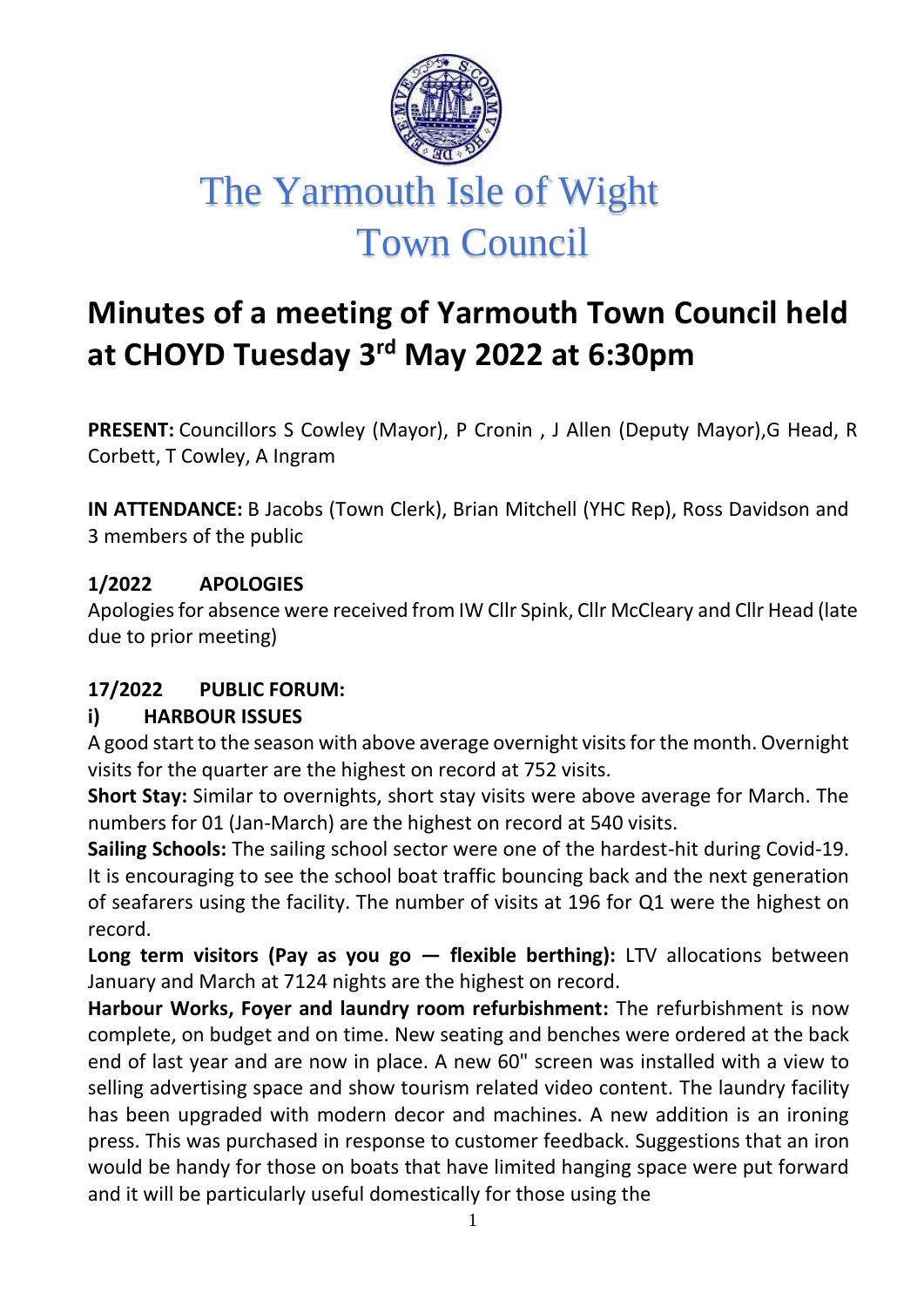# The Yarmouth Isle of Wight Town Council

## Minutes of a meeting of Yarmouth Town Council held at CHOYD Tuesday 3rd May 2022 at 6:30pm

**PRESENT:** Councillors S Cowley (Mayor), P Cronin , J Allen (Deputy Mayor),G Head, R Corbett, T Cowley, A Ingram

**IN ATTENDANCE:** B Jacobs (Town Clerk), Brian Mitchell (YHC Rep), Ross Davidson and 3 members of the public

### 1/2022 APOLOGIES

Apologies for absence were received from IW Cllr Spink, Cllr McCleary and Cllr Head (late due to prior meeting)

### 17/2022 PUBLIC FORUM:

#### i) HARBOUR ISSUES

A good start to the season with above average overnight visits for the month. Overnight visits for the quarter are the highest on record at 752 visits.

**Short Stay:** Similar to overnights, short stay visits were above average for March. The numbers for 01 (Jan-March) are the highest on record at 540 visits.

**Sailing Schools:** The sailing school sector were one of the hardest-hit during Covid-19. It is encouraging to see the school boat traffic bouncing back and the next generation of seafarers using the facility. The number of visits at 196 for Q1 were the highest on record.

**Long term visitors (Pay as you go — flexible berthing):** LTV allocations between January and March at 7124 nights are the highest on record.

**Harbour Works, Foyer and laundry room refurbishment:** The refurbishment is now complete, on budget and on time. New seating and benches were ordered at the back end of last year and are now in place. A new 60" screen was installed with a view to selling advertising space and show tourism related video content. The laundry facility has been upgraded with modern decor and machines. A new addition is an ironing press. This was purchased in response to customer feedback. Suggestions that an iron would be handy for those on boats that have limited hanging space were put forward and it will be particularly useful domestically for those using the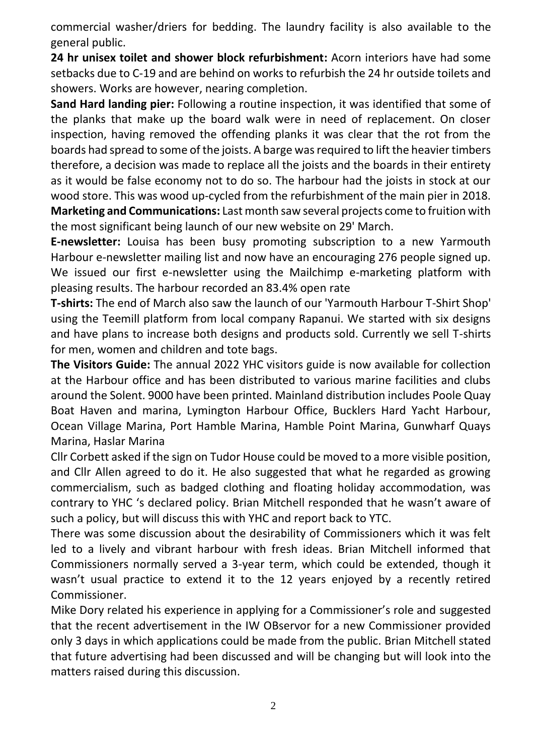commercial washer/driers for bedding. The laundry facility is also available to the general public.

**24 hr unisex toilet and shower block refurbishment:** Acorn interiors have had some setbacks due to C-19 and are behind on works to refurbish the 24 hr outside toilets and showers. Works are however, nearing completion.

**Sand Hard landing pier:** Following a routine inspection, it was identified that some of the planks that make up the board walk were in need of replacement. On closer inspection, having removed the offending planks it was clear that the rot from the boards had spread to some of the joists. A barge was required to lift the heavier timbers therefore, a decision was made to replace all the joists and the boards in their entirety as it would be false economy not to do so. The harbour had the joists in stock at our wood store. This was wood up-cycled from the refurbishment of the main pier in 2018.

**Marketing and Communications:** Last month saw several projects come to fruition with the most significant being launch of our new website on 29' March.

**E-newsletter:** Louisa has been busy promoting subscription to a new Yarmouth Harbour e-newsletter mailing list and now have an encouraging 276 people signed up. We issued our first e-newsletter using the Mailchimp e-marketing platform with pleasing results. The harbour recorded an 83.4% open rate

**T-shirts:** The end of March also saw the launch of our 'Yarmouth Harbour T-Shirt Shop' using the Teemill platform from local company Rapanui. We started with six designs and have plans to increase both designs and products sold. Currently we sell T-shirts for men, women and children and tote bags.

**The Visitors Guide:** The annual 2022 YHC visitors guide is now available for collection at the Harbour office and has been distributed to various marine facilities and clubs around the Solent. 9000 have been printed. Mainland distribution includes Poole Quay Boat Haven and marina, Lymington Harbour Office, Bucklers Hard Yacht Harbour, Ocean Village Marina, Port Hamble Marina, Hamble Point Marina, Gunwharf Quays Marina, Haslar Marina

Cllr Corbett asked if the sign on Tudor House could be moved to a more visible position, and Cllr Allen agreed to do it. He also suggested that what he regarded as growing commercialism, such as badged clothing and floating holiday accommodation, was contrary to YHC 's declared policy. Brian Mitchell responded that he wasn't aware of such a policy, but will discuss this with YHC and report back to YTC.

There was some discussion about the desirability of Commissioners which it was felt led to a lively and vibrant harbour with fresh ideas. Brian Mitchell informed that Commissioners normally served a 3-year term, which could be extended, though it wasn't usual practice to extend it to the 12 years enjoyed by a recently retired Commissioner.

Mike Dory related his experience in applying for a Commissioner's role and suggested that the recent advertisement in the IW OBservor for a new Commissioner provided only 3 days in which applications could be made from the public. Brian Mitchell stated that future advertising had been discussed and will be changing but will look into the matters raised during this discussion.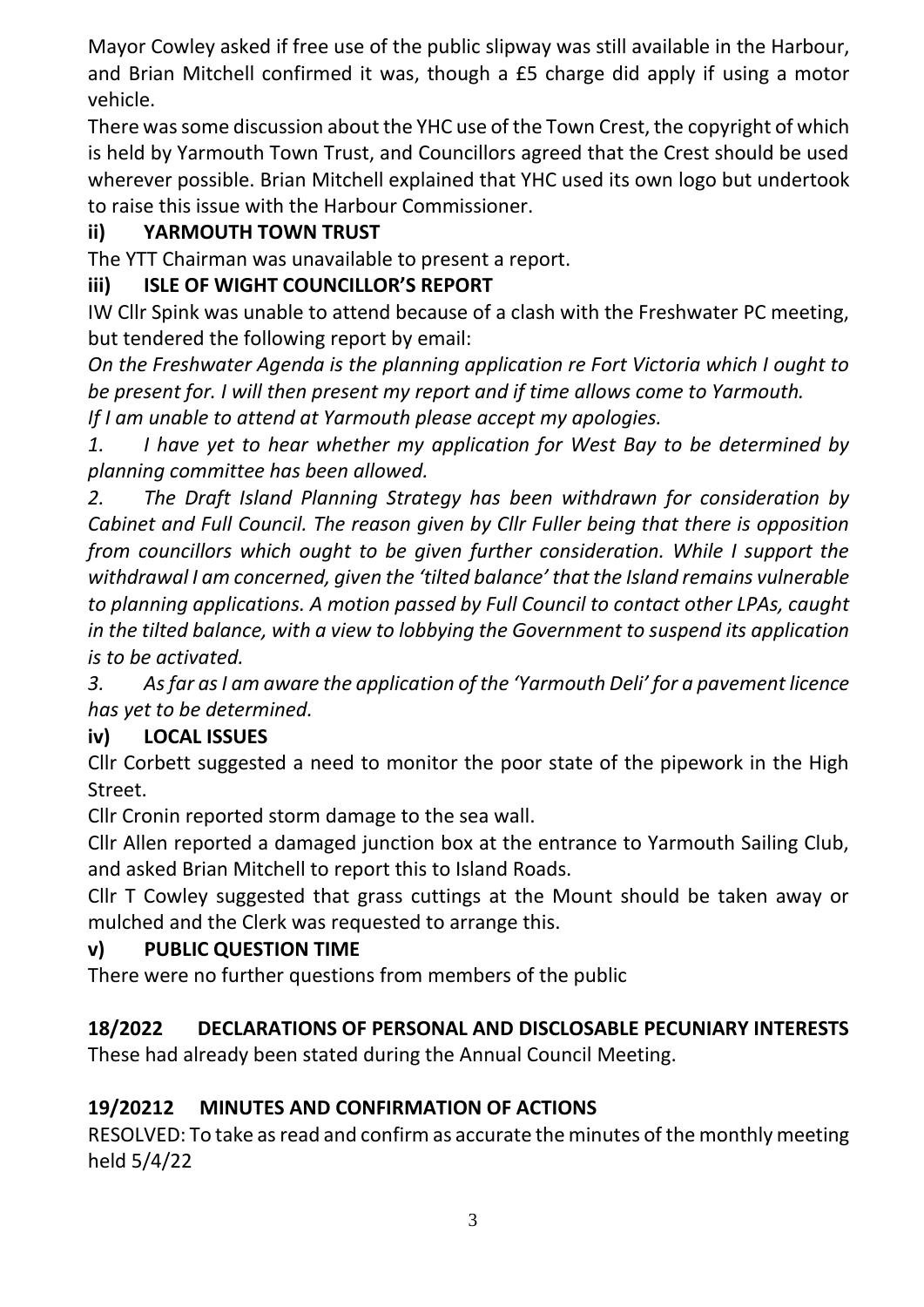Mayor Cowley asked if free use of the public slipway was still available in the Harbour, and Brian Mitchell confirmed it was, though a £5 charge did apply if using a motor vehicle.

There was some discussion about the YHC use of the Town Crest, the copyright of which is held by Yarmouth Town Trust, and Councillors agreed that the Crest should be used wherever possible. Brian Mitchell explained that YHC used its own logo but undertook to raise this issue with the Harbour Commissioner.

### ii) YARMOUTH TOWN TRUST

The YTT Chairman was unavailable to present a report.

### iii) ISLE OF WIGHT COUNCILLOR'S REPORT

IW Cllr Spink was unable to attend because of a clash with the Freshwater PC meeting, but tendered the following report by email:

*On the Freshwater Agenda is the planning application re Fort Victoria which I ought to be present for. I will then present my report and if time allows come to Yarmouth. If I am unable to attend at Yarmouth please accept my apologies.*

*1. I have yet to hear whether my application for West Bay to be determined by planning committee has been allowed.*

*2. The Draft Island Planning Strategy has been withdrawn for consideration by Cabinet and Full Council. The reason given by Cllr Fuller being that there is opposition from councillors which ought to be given further consideration. While I support the withdrawal I am concerned, given the 'tilted balance' that the Island remains vulnerable to planning applications. A motion passed by Full Council to contact other LPAs, caught in the tilted balance, with a view to lobbying the Government to suspend its application is to be activated.*

*3. As far as I am aware the application of the 'Yarmouth Deli' for a pavement licence has yet to be determined.*

### iv) LOCAL ISSUES

Cllr Corbett suggested a need to monitor the poor state of the pipework in the High Street.

Cllr Cronin reported storm damage to the sea wall.

Cllr Allen reported a damaged junction box at the entrance to Yarmouth Sailing Club, and asked Brian Mitchell to report this to Island Roads.

Cllr T Cowley suggested that grass cuttings at the Mount should be taken away or mulched and the Clerk was requested to arrange this.

### v) PUBLIC QUESTION TIME

There were no further questions from members of the public

## 18/2022 DECLARATIONS OF PERSONAL AND DISCLOSABLE PECUNIARY INTERESTS

These had already been stated during the Annual Council Meeting.

## 19/20212 MINUTES AND CONFIRMATION OF ACTIONS

RESOLVED: To take as read and confirm as accurate the minutes of the monthly meeting held 5/4/22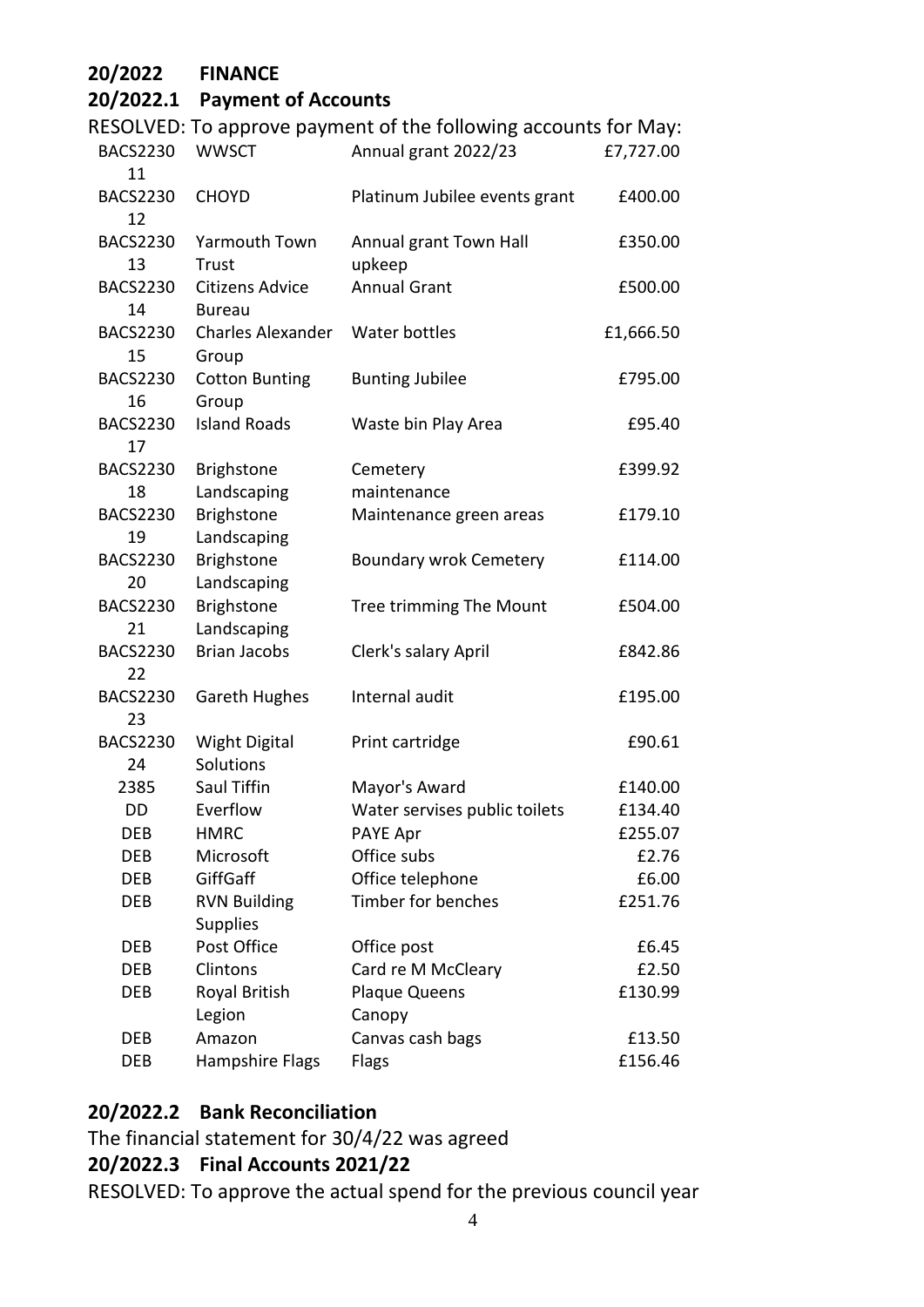## 20/2022 FINANCE

### 20/2022.1 Payment of Accounts

RESOLVED: To approve payment of the following accounts for May:

| | | | |
|---|---|---|---|
| BACS223011 | WWSCT | Annual grant 2022/23 | £7,727.00 |
| BACS223012 | CHOYD | Platinum Jubilee events grant | £400.00 |
| BACS223013 | Yarmouth Town Trust | Annual grant Town Hall upkeep | £350.00 |
| BACS223014 | Citizens Advice Bureau | Annual Grant | £500.00 |
| BACS223015 | Charles Alexander Group | Water bottles | £1,666.50 |
| BACS223016 | Cotton Bunting Group | Bunting Jubilee | £795.00 |
| BACS223017 | Island Roads | Waste bin Play Area | £95.40 |
| BACS223018 | Brighstone Landscaping | Cemetery maintenance | £399.92 |
| BACS223019 | Brighstone Landscaping | Maintenance green areas | £179.10 |
| BACS223020 | Brighstone Landscaping | Boundary wrok Cemetery | £114.00 |
| BACS223021 | Brighstone Landscaping | Tree trimming The Mount | £504.00 |
| BACS223022 | Brian Jacobs | Clerk's salary April | £842.86 |
| BACS223023 | Gareth Hughes | Internal audit | £195.00 |
| BACS223024 | Wight Digital Solutions | Print cartridge | £90.61 |
| 2385 | Saul Tiffin | Mayor's Award | £140.00 |
| DD | Everflow | Water servises public toilets | £134.40 |
| DEB | HMRC | PAYE Apr | £255.07 |
| DEB | Microsoft | Office subs | £2.76 |
| DEB | GiffGaff | Office telephone | £6.00 |
| DEB | RVN Building Supplies | Timber for benches | £251.76 |
| DEB | Post Office | Office post | £6.45 |
| DEB | Clintons | Card re M McCleary | £2.50 |
| DEB | Royal British Legion | Plaque Queens Canopy | £130.99 |
| DEB | Amazon | Canvas cash bags | £13.50 |
| DEB | Hampshire Flags | Flags | £156.46 |

### 20/2022.2 Bank Reconciliation

The financial statement for 30/4/22 was agreed

### 20/2022.3 Final Accounts 2021/22

RESOLVED: To approve the actual spend for the previous council year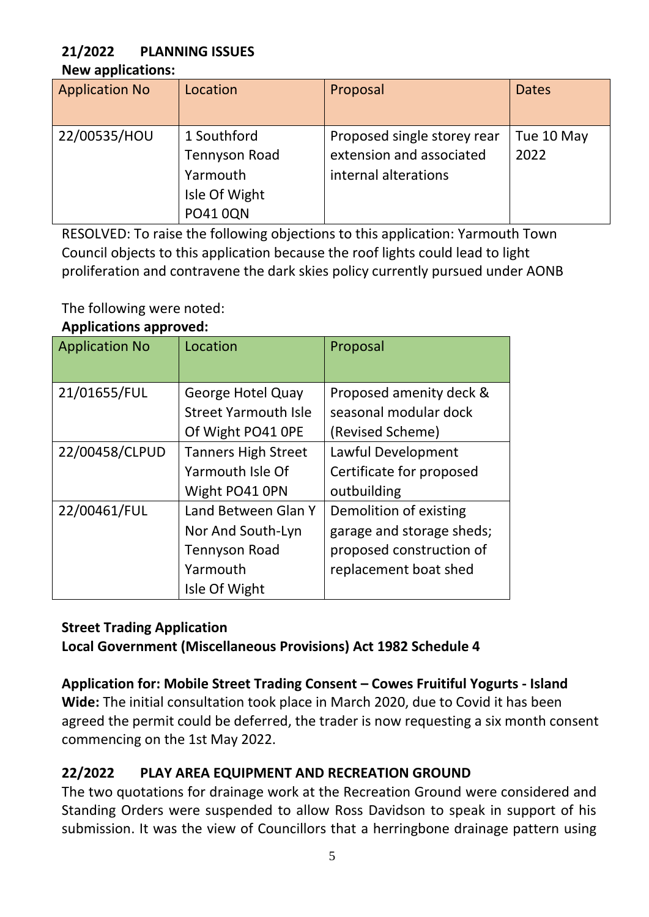## 21/2022 PLANNING ISSUES

**New applications:**

| Application No | Location | Proposal | Dates |
|---|---|---|---|
| 22/00535/HOU | 1 Southford Tennyson Road Yarmouth Isle Of Wight PO41 0QN | Proposed single storey rear extension and associated internal alterations | Tue 10 May 2022 |

RESOLVED: To raise the following objections to this application: Yarmouth Town Council objects to this application because the roof lights could lead to light proliferation and contravene the dark skies policy currently pursued under AONB

The following were noted:

**Applications approved:**

| Application No | Location | Proposal |
|---|---|---|
| 21/01655/FUL | George Hotel Quay Street Yarmouth Isle Of Wight PO41 0PE | Proposed amenity deck & seasonal modular dock (Revised Scheme) |
| 22/00458/CLPUD | Tanners High Street Yarmouth Isle Of Wight PO41 0PN | Lawful Development Certificate for proposed outbuilding |
| 22/00461/FUL | Land Between Glan Y Nor And South-Lyn Tennyson Road Yarmouth Isle Of Wight | Demolition of existing garage and storage sheds; proposed construction of replacement boat shed |

**Street Trading Application**
**Local Government (Miscellaneous Provisions) Act 1982 Schedule 4**

**Application for: Mobile Street Trading Consent – Cowes Fruitiful Yogurts - Island Wide:** The initial consultation took place in March 2020, due to Covid it has been agreed the permit could be deferred, the trader is now requesting a six month consent commencing on the 1st May 2022.

## 22/2022 PLAY AREA EQUIPMENT AND RECREATION GROUND

The two quotations for drainage work at the Recreation Ground were considered and Standing Orders were suspended to allow Ross Davidson to speak in support of his submission. It was the view of Councillors that a herringbone drainage pattern using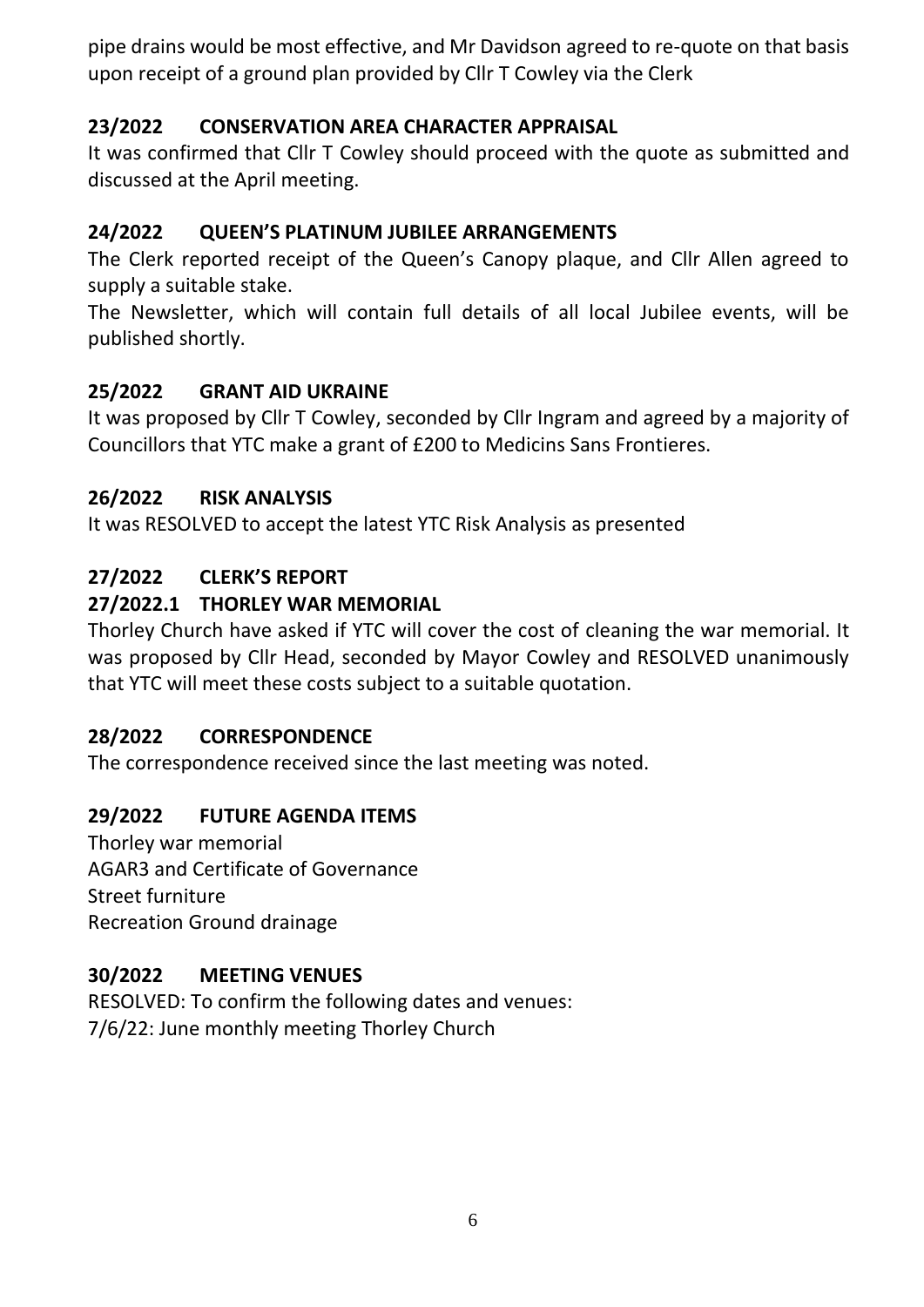pipe drains would be most effective, and Mr Davidson agreed to re-quote on that basis upon receipt of a ground plan provided by Cllr T Cowley via the Clerk

**23/2022 CONSERVATION AREA CHARACTER APPRAISAL**

It was confirmed that Cllr T Cowley should proceed with the quote as submitted and discussed at the April meeting.

**24/2022 QUEEN'S PLATINUM JUBILEE ARRANGEMENTS**

The Clerk reported receipt of the Queen's Canopy plaque, and Cllr Allen agreed to supply a suitable stake.

The Newsletter, which will contain full details of all local Jubilee events, will be published shortly.

**25/2022 GRANT AID UKRAINE**

It was proposed by Cllr T Cowley, seconded by Cllr Ingram and agreed by a majority of Councillors that YTC make a grant of £200 to Medicins Sans Frontieres.

**26/2022 RISK ANALYSIS**

It was RESOLVED to accept the latest YTC Risk Analysis as presented

**27/2022 CLERK'S REPORT**

**27/2022.1 THORLEY WAR MEMORIAL**

Thorley Church have asked if YTC will cover the cost of cleaning the war memorial. It was proposed by Cllr Head, seconded by Mayor Cowley and RESOLVED unanimously that YTC will meet these costs subject to a suitable quotation.

**28/2022 CORRESPONDENCE**

The correspondence received since the last meeting was noted.

**29/2022 FUTURE AGENDA ITEMS**

Thorley war memorial
AGAR3 and Certificate of Governance
Street furniture
Recreation Ground drainage

**30/2022 MEETING VENUES**

RESOLVED: To confirm the following dates and venues:
7/6/22: June monthly meeting Thorley Church